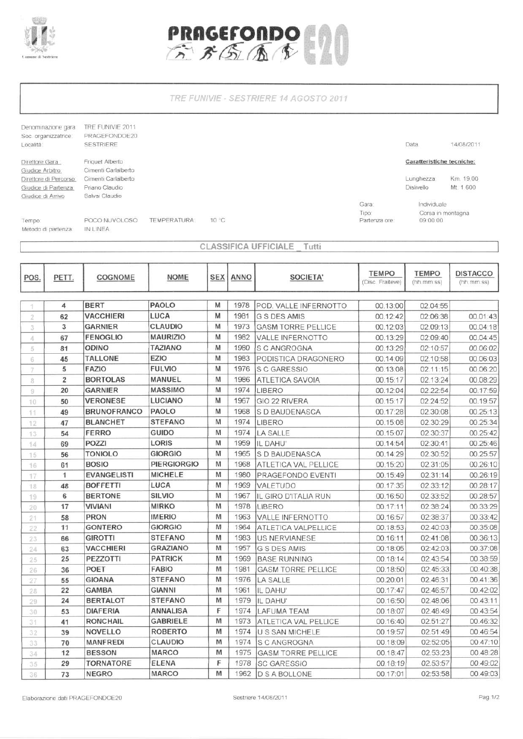PRAGEFONDO E20

## TRE FUNIVIE - SESTRIERE 14 AGOSTO 2011

Denominazione gara: TRE FUNIVIE 2011
Soc. organizzatrice: PRAGEFONDOE20
Località: SESTRIERE

Data: 14/08/2011

Direttore Gara: Friquet Alberto
Giudice Arbitro: Cimenti Carlalberto
Direttore di Percorso: Cimenti Carlalberto
Giudice di Partenza: Priano Claudio
Giudice di Arrivo: Salvai Claudio

**Caratteristiche tecniche:**

Lunghezza: Km. 19.00
Dislivello: Mt. 1.600

Gara: Individuale
Tipo: Corsa in montagna
Partenza ore: 09:00:00

Tempo: POCO NUVOLOSO  TEMPERATURA: 10 °C
Metodo di partenza: IN LINEA

### CLASSIFICA UFFICIALE _ Tutti

| POS. | PETT. | COGNOME | NOME | SEX | ANNO | SOCIETA' | TEMPO (Disc. Fraiteve) | TEMPO (hh:mm:ss) | DISTACCO (hh:mm:ss) |
|---|---|---|---|---|---|---|---|---|---|
| 1 | 4 | BERT | PAOLO | M | 1978 | POD. VALLE INFERNOTTO | 00:13:00 | 02:04:55 | |
| 2 | 62 | VACCHIERI | LUCA | M | 1981 | G S DES AMIS | 00:12:42 | 02:06:38 | 00:01:43 |
| 3 | 3 | GARNIER | CLAUDIO | M | 1973 | GASM TORRE PELLICE | 00:12:03 | 02:09:13 | 00:04:18 |
| 4 | 67 | FENOGLIO | MAURIZIO | M | 1982 | VALLE INFERNOTTO | 00:13:29 | 02:09:40 | 00:04:45 |
| 5 | 81 | ODINO | TAZIANO | M | 1980 | S C ANGROGNA | 00:13:29 | 02:10:57 | 00:06:02 |
| 6 | 45 | TALLONE | EZIO | M | 1983 | PODISTICA DRAGONERO | 00:14:09 | 02:10:58 | 00:06:03 |
| 7 | 5 | FAZIO | FULVIO | M | 1976 | S C GARESSIO | 00:13:08 | 02:11:15 | 00:06:20 |
| 8 | 2 | BORTOLAS | MANUEL | M | 1986 | ATLETICA SAVOIA | 00:15:17 | 02:13:24 | 00:08:29 |
| 9 | 20 | GARNIER | MASSIMO | M | 1974 | LIBERO | 00:12:04 | 02:22:54 | 00:17:59 |
| 10 | 50 | VERONESE | LUCIANO | M | 1967 | GIO 22 RIVERA | 00:15:17 | 02:24:52 | 00:19:57 |
| 11 | 49 | BRUNOFRANCO | PAOLO | M | 1968 | S D BAUDENASCA | 00:17:28 | 02:30:08 | 00:25:13 |
| 12 | 47 | BLANCHET | STEFANO | M | 1974 | LIBERO | 00:15:08 | 02:30:29 | 00:25:34 |
| 13 | 54 | FERRO | GUIDO | M | 1974 | LA SALLE | 00:15:07 | 02:30:37 | 00:25:42 |
| 14 | 69 | POZZI | LORIS | M | 1959 | IL DAHU' | 00:14:54 | 02:30:41 | 00:25:46 |
| 15 | 56 | TONIOLO | GIORGIO | M | 1965 | S D BAUDENASCA | 00:14:29 | 02:30:52 | 00:25:57 |
| 16 | 61 | BOSIO | PIERGIORGIO | M | 1968 | ATLETICA VAL PELLICE | 00:15:20 | 02:31:05 | 00:26:10 |
| 17 | 1 | EVANGELISTI | MICHELE | M | 1980 | PRAGEFONDO EVENTI | 00:15:49 | 02:31:14 | 00:26:19 |
| 18 | 48 | BOFFETTI | LUCA | M | 1969 | VALETUDO | 00:17:35 | 02:33:12 | 00:28:17 |
| 19 | 6 | BERTONE | SILVIO | M | 1967 | IL GIRO D'ITALIA RUN | 00:16:50 | 02:33:52 | 00:28:57 |
| 20 | 17 | VIVIANI | MIRKO | M | 1978 | LIBERO | 00:17:11 | 02:38:24 | 00:33:29 |
| 21 | 58 | PRON | IMERIO | M | 1963 | VALLE INFERNOTTO | 00:16:57 | 02:38:37 | 00:33:42 |
| 22 | 11 | GONTERO | GIORGIO | M | 1964 | ATLETICA VALPELLICE | 00:18:53 | 02:40:03 | 00:35:08 |
| 23 | 66 | GIROTTI | STEFANO | M | 1983 | US NERVIANESE | 00:16:11 | 02:41:08 | 00:36:13 |
| 24 | 63 | VACCHIERI | GRAZIANO | M | 1957 | G S DES AMIS | 00:18:05 | 02:42:03 | 00:37:08 |
| 25 | 25 | PEZZOTTI | PATRICK | M | 1969 | BASE RUNNING | 00:18:14 | 02:43:54 | 00:38:59 |
| 26 | 36 | POET | FABIO | M | 1981 | GASM TORRE PELLICE | 00:18:50 | 02:45:33 | 00:40:38 |
| 27 | 55 | GIOANA | STEFANO | M | 1976 | LA SALLE | 00:20:01 | 02:46:31 | 00:41:36 |
| 28 | 22 | GAMBA | GIANNI | M | 1961 | IL DAHU' | 00:17:47 | 02:46:57 | 00:42:02 |
| 29 | 24 | BERTALOT | STEFANO | M | 1979 | IL DAHU' | 00:16:50 | 02:48:06 | 00:43:11 |
| 30 | 53 | DIAFERIA | ANNALISA | F | 1974 | LAFUMA TEAM | 00:18:07 | 02:48:49 | 00:43:54 |
| 31 | 41 | RONCHAIL | GABRIELE | M | 1973 | ATLETICA VAL PELLICE | 00:16:40 | 02:51:27 | 00:46:32 |
| 32 | 39 | NOVELLO | ROBERTO | M | 1974 | U S SAN MICHELE | 00:19:57 | 02:51:49 | 00:46:54 |
| 33 | 70 | MANFREDI | CLAUDIO | M | 1974 | S C ANGROGNA | 00:18:09 | 02:52:05 | 00:47:10 |
| 34 | 12 | BESSON | MARCO | M | 1975 | GASM TORRE PELLICE | 00:18:47 | 02:53:23 | 00:48:28 |
| 35 | 29 | TORNATORE | ELENA | F | 1978 | SC GARESSIO | 00:18:19 | 02:53:57 | 00:49:02 |
| 36 | 73 | NEGRO | MARCO | M | 1962 | D S A BOLLONE | 00:17:01 | 02:53:58 | 00:49:03 |

Elaborazione dati PRAGEFONDOE20    Sestriere 14/08/2011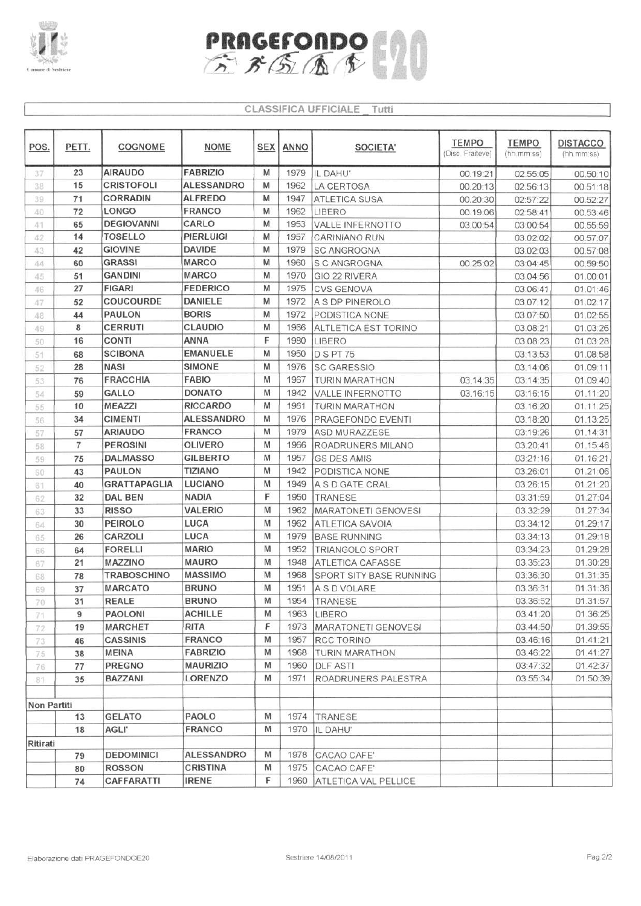# PRAGEFONDO E20

CLASSIFICA UFFICIALE _ Tutti

| POS. | PETT. | COGNOME | NOME | SEX | ANNO | SOCIETA' | TEMPO (Disc. Fraiteve) | TEMPO (hh:mm:ss) | DISTACCO (hh:mm:ss) |
|---|---|---|---|---|---|---|---|---|---|
| 37 | 23 | AIRAUDO | FABRIZIO | M | 1979 | IL DAHU' | 00.19:21 | 02:55:05 | 00.50:10 |
| 38 | 15 | CRISTOFOLI | ALESSANDRO | M | 1962 | LA CERTOSA | 00.20:13 | 02:56:13 | 00.51:18 |
| 39 | 71 | CORRADIN | ALFREDO | M | 1947 | ATLETICA SUSA | 00.20:30 | 02:57:22 | 00.52:27 |
| 40 | 72 | LONGO | FRANCO | M | 1962 | LIBERO | 00.19:06 | 02:58:41 | 00.53:46 |
| 41 | 65 | DEGIOVANNI | CARLO | M | 1953 | VALLE INFERNOTTO | 03.00:54 | 03:00:54 | 00.55:59 |
| 42 | 14 | TOSELLO | PIERLUIGI | M | 1957 | CARINIANO RUN | | 03:02:02 | 00.57:07 |
| 43 | 42 | GIOVINE | DAVIDE | M | 1979 | SC ANGROGNA | | 03:02:03 | 00.57:08 |
| 44 | 60 | GRASSI | MARCO | M | 1960 | S C ANGROGNA | 00.25:02 | 03:04:45 | 00.59:50 |
| 45 | 51 | GANDINI | MARCO | M | 1970 | GIO 22 RIVERA | | 03:04:56 | 01.00:01 |
| 46 | 27 | FIGARI | FEDERICO | M | 1975 | CVS GENOVA | | 03:06:41 | 01.01:46 |
| 47 | 52 | COUCOURDE | DANIELE | M | 1972 | A S DP PINEROLO | | 03:07:12 | 01.02:17 |
| 48 | 44 | PAULON | BORIS | M | 1972 | PODISTICA NONE | | 03:07:50 | 01.02:55 |
| 49 | 8 | CERRUTI | CLAUDIO | M | 1966 | ALTLETICA EST TORINO | | 03:08:21 | 01.03:26 |
| 50 | 16 | CONTI | ANNA | F | 1980 | LIBERO | | 03:08:23 | 01.03:28 |
| 51 | 68 | SCIBONA | EMANUELE | M | 1950 | D S PT 75 | | 03:13:53 | 01.08:58 |
| 52 | 28 | NASI | SIMONE | M | 1976 | SC GARESSIO | | 03:14:06 | 01.09:11 |
| 53 | 76 | FRACCHIA | FABIO | M | 1967 | TURIN MARATHON | 03.14:35 | 03:14:35 | 01.09:40 |
| 54 | 59 | GALLO | DONATO | M | 1942 | VALLE INFERNOTTO | 03.16:15 | 03:16:15 | 01.11:20 |
| 55 | 10 | MEAZZI | RICCARDO | M | 1961 | TURIN MARATHON | | 03:16:20 | 01.11:25 |
| 56 | 34 | CIMENTI | ALESSANDRO | M | 1976 | PRAGEFONDO EVENTI | | 03:18:20 | 01.13:25 |
| 57 | 57 | ARIAUDO | FRANCO | M | 1979 | ASD MURAZZESE | | 03:19:26 | 01.14:31 |
| 58 | 7 | PEROSINI | OLIVERO | M | 1966 | ROADRUNERS MILANO | | 03:20:41 | 01.15:46 |
| 59 | 75 | DALMASSO | GILBERTO | M | 1957 | GS DES AMIS | | 03:21:16 | 01.16:21 |
| 60 | 43 | PAULON | TIZIANO | M | 1942 | PODISTICA NONE | | 03:26:01 | 01.21:06 |
| 61 | 40 | GRATTAPAGLIA | LUCIANO | M | 1949 | A S D GATE CRAL | | 03:26:15 | 01.21:20 |
| 62 | 32 | DAL BEN | NADIA | F | 1950 | TRANESE | | 03:31:59 | 01.27:04 |
| 63 | 33 | RISSO | VALERIO | M | 1962 | MARATONETI GENOVESI | | 03:32:29 | 01.27:34 |
| 64 | 30 | PEIROLO | LUCA | M | 1962 | ATLETICA SAVOIA | | 03:34:12 | 01.29:17 |
| 65 | 26 | CARZOLI | LUCA | M | 1979 | BASE RUNNING | | 03:34:13 | 01.29:18 |
| 66 | 64 | FORELLI | MARIO | M | 1952 | TRIANGOLO SPORT | | 03:34:23 | 01.29:28 |
| 67 | 21 | MAZZINO | MAURO | M | 1948 | ATLETICA CAFASSE | | 03:35:23 | 01.30:28 |
| 68 | 78 | TRABOSCHINO | MASSIMO | M | 1968 | SPORT SITY BASE RUNNING | | 03:36:30 | 01.31:35 |
| 69 | 37 | MARCATO | BRUNO | M | 1951 | A S D VOLARE | | 03:36:31 | 01.31:36 |
| 70 | 31 | REALE | BRUNO | M | 1954 | TRANESE | | 03:36:52 | 01.31:57 |
| 71 | 9 | PAOLONI | ACHILLE | M | 1963 | LIBERO | | 03:41:20 | 01.36:25 |
| 72 | 19 | MARCHET | RITA | F | 1973 | MARATONETI GENOVESI | | 03:44:50 | 01.39:55 |
| 73 | 46 | CASSINIS | FRANCO | M | 1957 | RCC TORINO | | 03:46:16 | 01.41:21 |
| 75 | 38 | MEINA | FABRIZIO | M | 1968 | TURIN MARATHON | | 03:46:22 | 01.41:27 |
| 76 | 77 | PREGNO | MAURIZIO | M | 1960 | DLF ASTI | | 03:47:32 | 01.42:37 |
| 81 | 35 | BAZZANI | LORENZO | M | 1971 | ROADRUNERS PALESTRA | | 03:55:34 | 01.50:39 |
| | | | | | | | | | |
| Non Partiti | | | | | | | | | |
| | 13 | GELATO | PAOLO | M | 1974 | TRANESE | | | |
| | 18 | AGLI' | FRANCO | M | 1970 | IL DAHU' | | | |
| Ritirati | | | | | | | | | |
| | 79 | DEDOMINICI | ALESSANDRO | M | 1978 | CACAO CAFE' | | | |
| | 80 | ROSSON | CRISTINA | M | 1975 | CACAO CAFE' | | | |
| | 74 | CAFFARATTI | IRENE | F | 1960 | ATLETICA VAL PELLICE | | | |

Elaborazione dati PRAGEFONDOE20 — Sestriere 14/08/2011